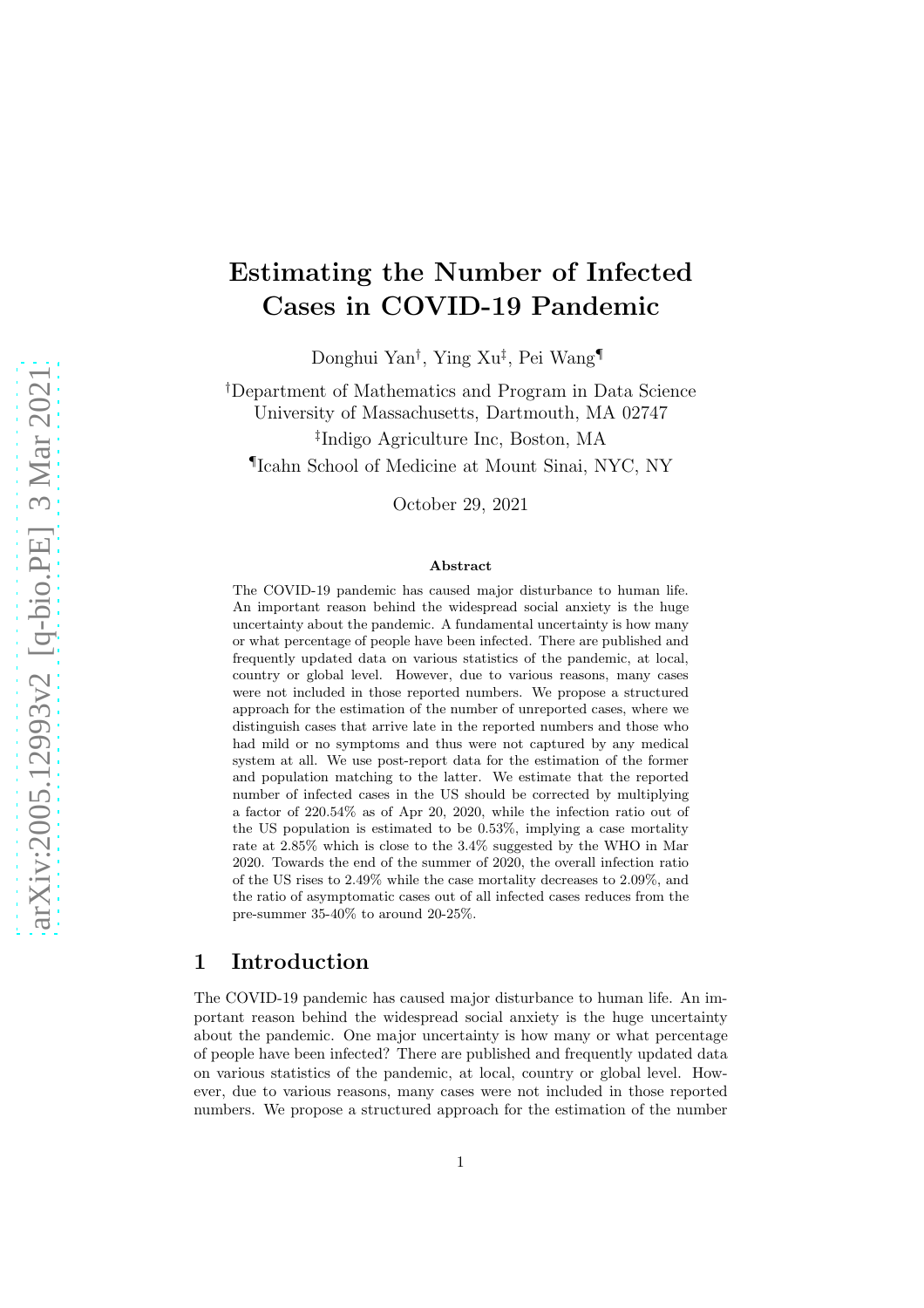# Estimating the Number of Infected Cases in COVID-19 Pandemic

Donghui Yan[†], Ying Xu[‡], Pei Wang[¶]

[†]Department of Mathematics and Program in Data Science
University of Massachusetts, Dartmouth, MA 02747

[‡]Indigo Agriculture Inc, Boston, MA

[¶]Icahn School of Medicine at Mount Sinai, NYC, NY

October 29, 2021

### Abstract

The COVID-19 pandemic has caused major disturbance to human life. An important reason behind the widespread social anxiety is the huge uncertainty about the pandemic. A fundamental uncertainty is how many or what percentage of people have been infected. There are published and frequently updated data on various statistics of the pandemic, at local, country or global level. However, due to various reasons, many cases were not included in those reported numbers. We propose a structured approach for the estimation of the number of unreported cases, where we distinguish cases that arrive late in the reported numbers and those who had mild or no symptoms and thus were not captured by any medical system at all. We use post-report data for the estimation of the former and population matching to the latter. We estimate that the reported number of infected cases in the US should be corrected by multiplying a factor of 220.54% as of Apr 20, 2020, while the infection ratio out of the US population is estimated to be 0.53%, implying a case mortality rate at 2.85% which is close to the 3.4% suggested by the WHO in Mar 2020. Towards the end of the summer of 2020, the overall infection ratio of the US rises to 2.49% while the case mortality decreases to 2.09%, and the ratio of asymptomatic cases out of all infected cases reduces from the pre-summer 35-40% to around 20-25%.

## 1 Introduction

The COVID-19 pandemic has caused major disturbance to human life. An important reason behind the widespread social anxiety is the huge uncertainty about the pandemic. One major uncertainty is how many or what percentage of people have been infected? There are published and frequently updated data on various statistics of the pandemic, at local, country or global level. However, due to various reasons, many cases were not included in those reported numbers. We propose a structured approach for the estimation of the number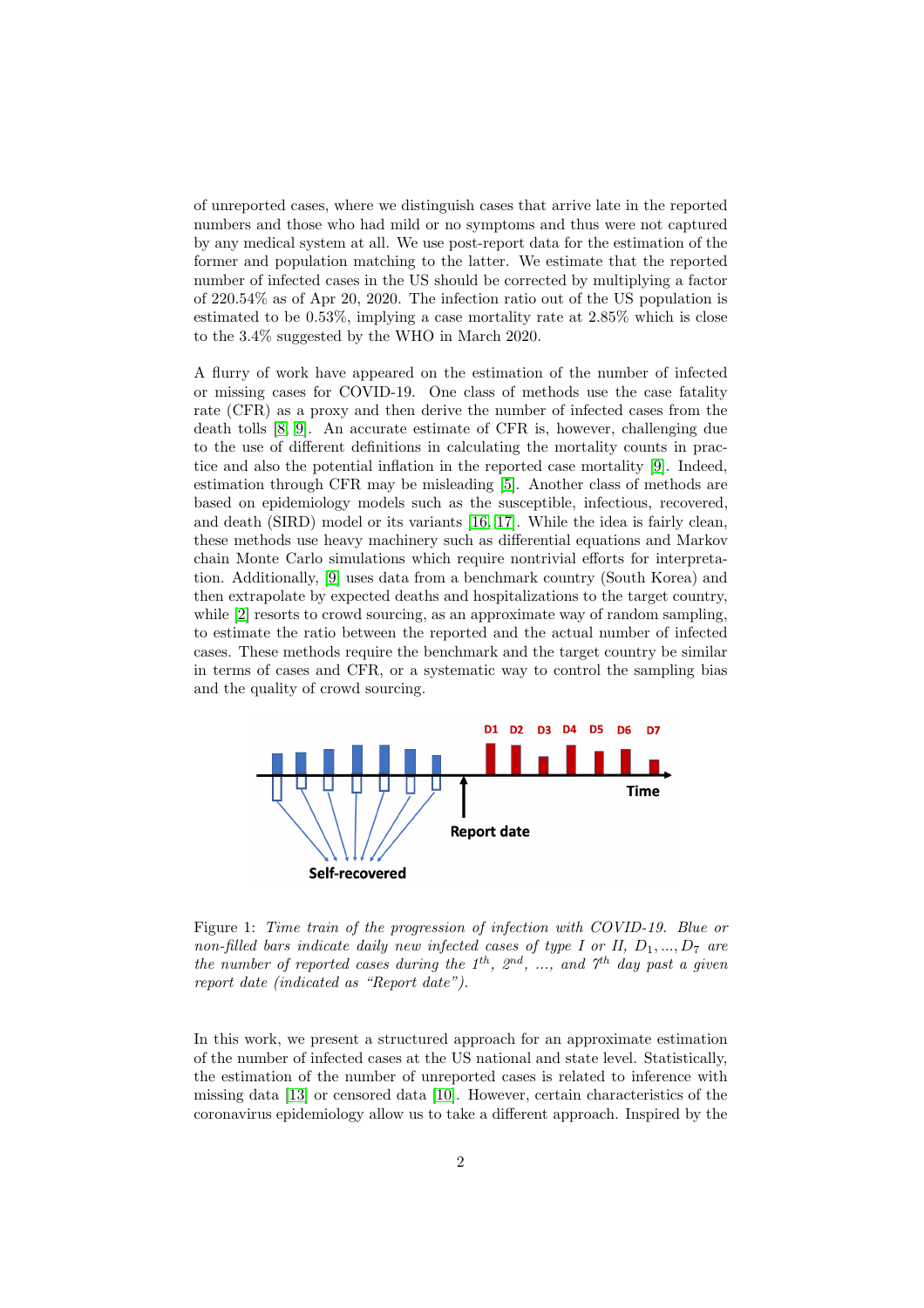of unreported cases, where we distinguish cases that arrive late in the reported numbers and those who had mild or no symptoms and thus were not captured by any medical system at all. We use post-report data for the estimation of the former and population matching to the latter. We estimate that the reported number of infected cases in the US should be corrected by multiplying a factor of 220.54% as of Apr 20, 2020. The infection ratio out of the US population is estimated to be 0.53%, implying a case mortality rate at 2.85% which is close to the 3.4% suggested by the WHO in March 2020.

A flurry of work have appeared on the estimation of the number of infected or missing cases for COVID-19. One class of methods use the case fatality rate (CFR) as a proxy and then derive the number of infected cases from the death tolls [8, 9]. An accurate estimate of CFR is, however, challenging due to the use of different definitions in calculating the mortality counts in practice and also the potential inflation in the reported case mortality [9]. Indeed, estimation through CFR may be misleading [5]. Another class of methods are based on epidemiology models such as the susceptible, infectious, recovered, and death (SIRD) model or its variants [16, 17]. While the idea is fairly clean, these methods use heavy machinery such as differential equations and Markov chain Monte Carlo simulations which require nontrivial efforts for interpretation. Additionally, [9] uses data from a benchmark country (South Korea) and then extrapolate by expected deaths and hospitalizations to the target country, while [2] resorts to crowd sourcing, as an approximate way of random sampling, to estimate the ratio between the reported and the actual number of infected cases. These methods require the benchmark and the target country be similar in terms of cases and CFR, or a systematic way to control the sampling bias and the quality of crowd sourcing.

Figure 1: *Time train of the progression of infection with COVID-19. Blue or non-filled bars indicate daily new infected cases of type I or II, $D_1, ..., D_7$ are the number of reported cases during the 1<sup>th</sup>, 2<sup>nd</sup>, ..., and 7<sup>th</sup> day past a given report date (indicated as "Report date").*

In this work, we present a structured approach for an approximate estimation of the number of infected cases at the US national and state level. Statistically, the estimation of the number of unreported cases is related to inference with missing data [13] or censored data [10]. However, certain characteristics of the coronavirus epidemiology allow us to take a different approach. Inspired by the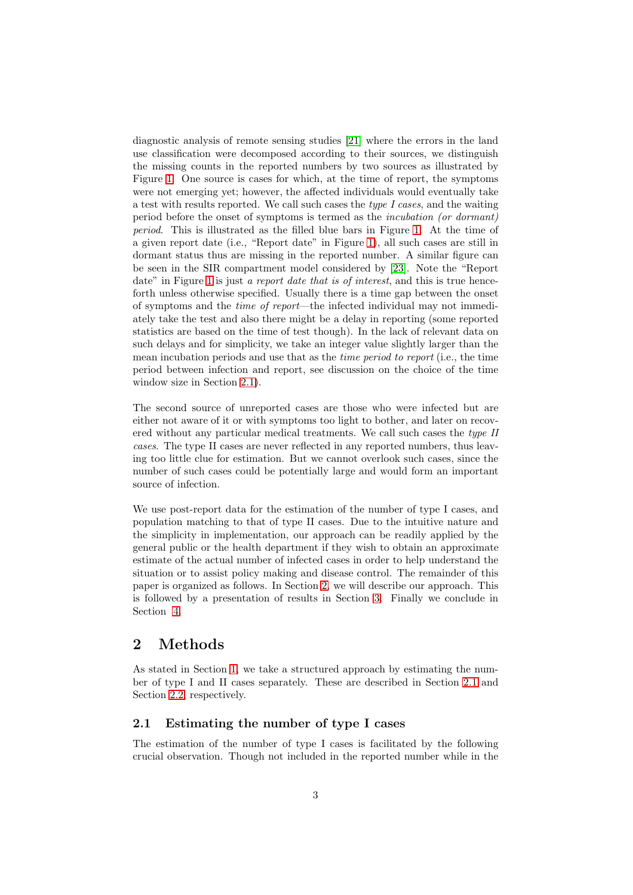diagnostic analysis of remote sensing studies [21] where the errors in the land use classification were decomposed according to their sources, we distinguish the missing counts in the reported numbers by two sources as illustrated by Figure 1. One source is cases for which, at the time of report, the symptoms were not emerging yet; however, the affected individuals would eventually take a test with results reported. We call such cases the *type I cases*, and the waiting period before the onset of symptoms is termed as the *incubation (or dormant) period*. This is illustrated as the filled blue bars in Figure 1. At the time of a given report date (i.e., "Report date" in Figure 1), all such cases are still in dormant status thus are missing in the reported number. A similar figure can be seen in the SIR compartment model considered by [23]. Note the "Report date" in Figure 1 is just *a report date that is of interest*, and this is true henceforth unless otherwise specified. Usually there is a time gap between the onset of symptoms and the *time of report*—the infected individual may not immediately take the test and also there might be a delay in reporting (some reported statistics are based on the time of test though). In the lack of relevant data on such delays and for simplicity, we take an integer value slightly larger than the mean incubation periods and use that as the *time period to report* (i.e., the time period between infection and report, see discussion on the choice of the time window size in Section 2.1).

The second source of unreported cases are those who were infected but are either not aware of it or with symptoms too light to bother, and later on recovered without any particular medical treatments. We call such cases the *type II cases*. The type II cases are never reflected in any reported numbers, thus leaving too little clue for estimation. But we cannot overlook such cases, since the number of such cases could be potentially large and would form an important source of infection.

We use post-report data for the estimation of the number of type I cases, and population matching to that of type II cases. Due to the intuitive nature and the simplicity in implementation, our approach can be readily applied by the general public or the health department if they wish to obtain an approximate estimate of the actual number of infected cases in order to help understand the situation or to assist policy making and disease control. The remainder of this paper is organized as follows. In Section 2, we will describe our approach. This is followed by a presentation of results in Section 3. Finally we conclude in Section 4.

## 2 Methods

As stated in Section 1, we take a structured approach by estimating the number of type I and II cases separately. These are described in Section 2.1 and Section 2.2, respectively.

### 2.1 Estimating the number of type I cases

The estimation of the number of type I cases is facilitated by the following crucial observation. Though not included in the reported number while in the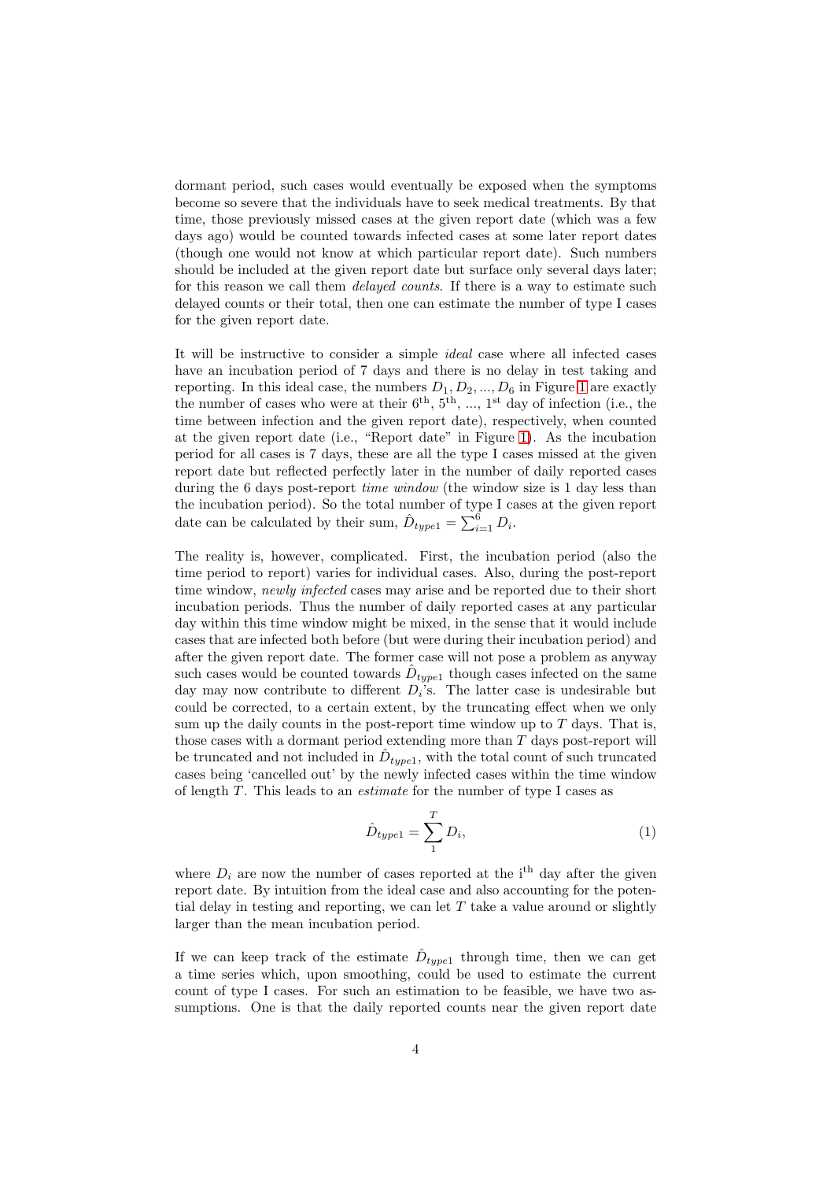dormant period, such cases would eventually be exposed when the symptoms become so severe that the individuals have to seek medical treatments. By that time, those previously missed cases at the given report date (which was a few days ago) would be counted towards infected cases at some later report dates (though one would not know at which particular report date). Such numbers should be included at the given report date but surface only several days later; for this reason we call them *delayed counts*. If there is a way to estimate such delayed counts or their total, then one can estimate the number of type I cases for the given report date.

It will be instructive to consider a simple *ideal* case where all infected cases have an incubation period of 7 days and there is no delay in test taking and reporting. In this ideal case, the numbers $D_1, D_2, ..., D_6$ in Figure 1 are exactly the number of cases who were at their $6^{\text{th}}$, $5^{\text{th}}$, ..., $1^{\text{st}}$ day of infection (i.e., the time between infection and the given report date), respectively, when counted at the given report date (i.e., "Report date" in Figure 1). As the incubation period for all cases is 7 days, these are all the type I cases missed at the given report date but reflected perfectly later in the number of daily reported cases during the 6 days post-report *time window* (the window size is 1 day less than the incubation period). So the total number of type I cases at the given report date can be calculated by their sum, $\hat{D}_{type1} = \sum_{i=1}^{6} D_i$.

The reality is, however, complicated. First, the incubation period (also the time period to report) varies for individual cases. Also, during the post-report time window, *newly infected* cases may arise and be reported due to their short incubation periods. Thus the number of daily reported cases at any particular day within this time window might be mixed, in the sense that it would include cases that are infected both before (but were during their incubation period) and after the given report date. The former case will not pose a problem as anyway such cases would be counted towards $\hat{D}_{type1}$ though cases infected on the same day may now contribute to different $D_i$'s. The latter case is undesirable but could be corrected, to a certain extent, by the truncating effect when we only sum up the daily counts in the post-report time window up to $T$ days. That is, those cases with a dormant period extending more than $T$ days post-report will be truncated and not included in $\hat{D}_{type1}$, with the total count of such truncated cases being 'cancelled out' by the newly infected cases within the time window of length $T$. This leads to an *estimate* for the number of type I cases as

$$\hat{D}_{type1} = \sum_{1}^{T} D_i, \tag{1}$$

where $D_i$ are now the number of cases reported at the $\text{i}^{\text{th}}$ day after the given report date. By intuition from the ideal case and also accounting for the potential delay in testing and reporting, we can let $T$ take a value around or slightly larger than the mean incubation period.

If we can keep track of the estimate $\hat{D}_{type1}$ through time, then we can get a time series which, upon smoothing, could be used to estimate the current count of type I cases. For such an estimation to be feasible, we have two assumptions. One is that the daily reported counts near the given report date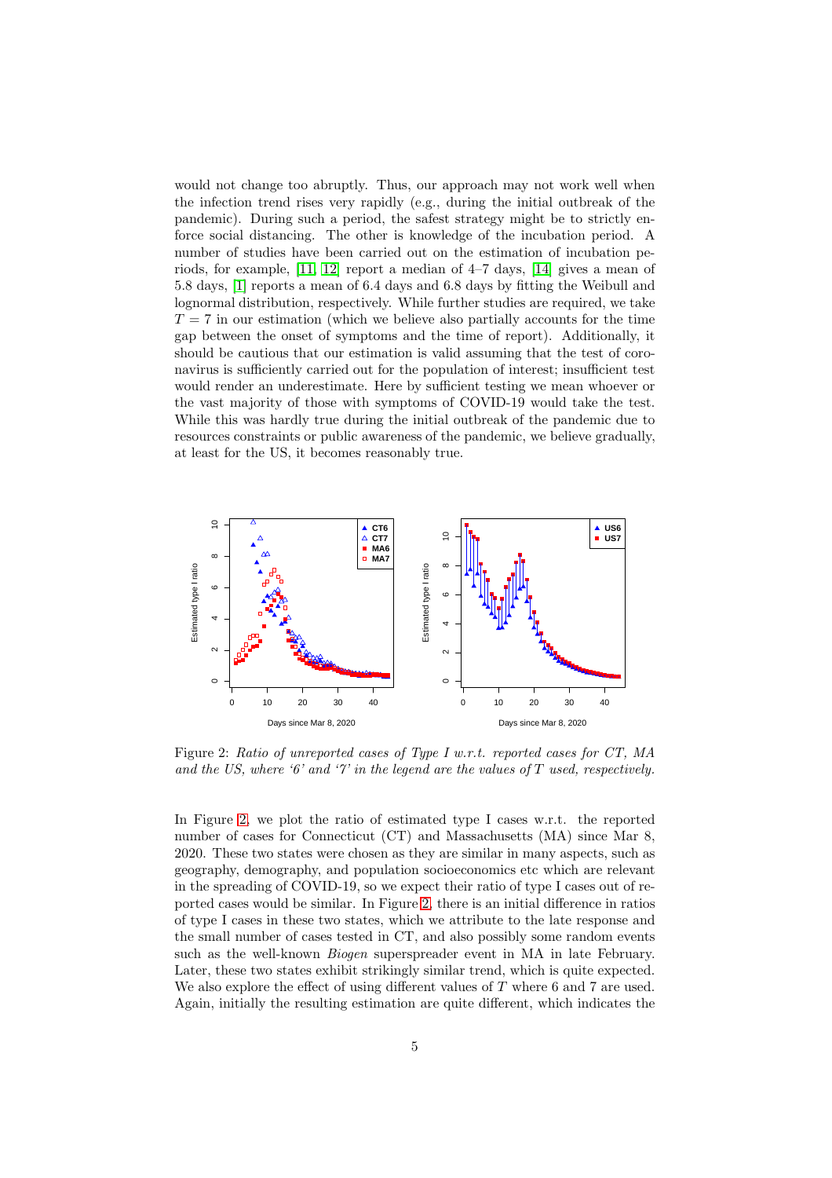would not change too abruptly. Thus, our approach may not work well when the infection trend rises very rapidly (e.g., during the initial outbreak of the pandemic). During such a period, the safest strategy might be to strictly enforce social distancing. The other is knowledge of the incubation period. A number of studies have been carried out on the estimation of incubation periods, for example, [11, 12] report a median of 4–7 days, [14] gives a mean of 5.8 days, [1] reports a mean of 6.4 days and 6.8 days by fitting the Weibull and lognormal distribution, respectively. While further studies are required, we take $T = 7$ in our estimation (which we believe also partially accounts for the time gap between the onset of symptoms and the time of report). Additionally, it should be cautious that our estimation is valid assuming that the test of coronavirus is sufficiently carried out for the population of interest; insufficient test would render an underestimate. Here by sufficient testing we mean whoever or the vast majority of those with symptoms of COVID-19 would take the test. While this was hardly true during the initial outbreak of the pandemic due to resources constraints or public awareness of the pandemic, we believe gradually, at least for the US, it becomes reasonably true.

Figure 2: *Ratio of unreported cases of Type I w.r.t. reported cases for CT, MA and the US, where '6' and '7' in the legend are the values of $T$ used, respectively.*

In Figure 2, we plot the ratio of estimated type I cases w.r.t. the reported number of cases for Connecticut (CT) and Massachusetts (MA) since Mar 8, 2020. These two states were chosen as they are similar in many aspects, such as geography, demography, and population socioeconomics etc which are relevant in the spreading of COVID-19, so we expect their ratio of type I cases out of reported cases would be similar. In Figure 2, there is an initial difference in ratios of type I cases in these two states, which we attribute to the late response and the small number of cases tested in CT, and also possibly some random events such as the well-known *Biogen* superspreader event in MA in late February. Later, these two states exhibit strikingly similar trend, which is quite expected. We also explore the effect of using different values of $T$ where 6 and 7 are used. Again, initially the resulting estimation are quite different, which indicates the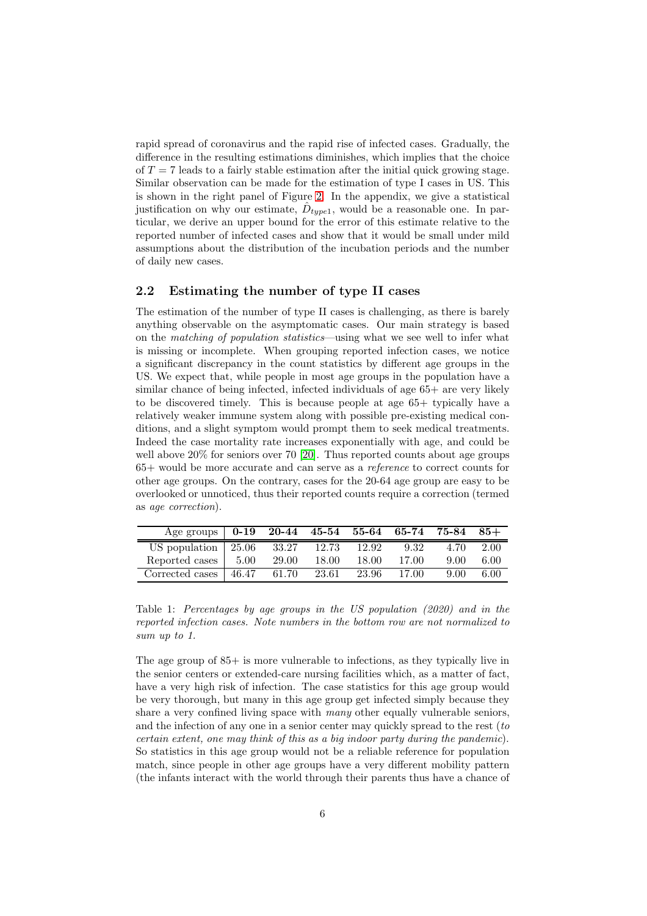rapid spread of coronavirus and the rapid rise of infected cases. Gradually, the difference in the resulting estimations diminishes, which implies that the choice of $T = 7$ leads to a fairly stable estimation after the initial quick growing stage. Similar observation can be made for the estimation of type I cases in US. This is shown in the right panel of Figure 2. In the appendix, we give a statistical justification on why our estimate, $\hat{D}_{type1}$, would be a reasonable one. In particular, we derive an upper bound for the error of this estimate relative to the reported number of infected cases and show that it would be small under mild assumptions about the distribution of the incubation periods and the number of daily new cases.

## 2.2 Estimating the number of type II cases

The estimation of the number of type II cases is challenging, as there is barely anything observable on the asymptomatic cases. Our main strategy is based on the *matching of population statistics*—using what we see well to infer what is missing or incomplete. When grouping reported infection cases, we notice a significant discrepancy in the count statistics by different age groups in the US. We expect that, while people in most age groups in the population have a similar chance of being infected, infected individuals of age 65+ are very likely to be discovered timely. This is because people at age 65+ typically have a relatively weaker immune system along with possible pre-existing medical conditions, and a slight symptom would prompt them to seek medical treatments. Indeed the case mortality rate increases exponentially with age, and could be well above 20% for seniors over 70 [20]. Thus reported counts about age groups 65+ would be more accurate and can serve as a *reference* to correct counts for other age groups. On the contrary, cases for the 20-64 age group are easy to be overlooked or unnoticed, thus their reported counts require a correction (termed as *age correction*).

| Age groups | **0-19** | **20-44** | **45-54** | **55-64** | **65-74** | **75-84** | **85+** |
|---|---|---|---|---|---|---|---|
| US population | 25.06 | 33.27 | 12.73 | 12.92 | 9.32 | 4.70 | 2.00 |
| Reported cases | 5.00 | 29.00 | 18.00 | 18.00 | 17.00 | 9.00 | 6.00 |
| Corrected cases | 46.47 | 61.70 | 23.61 | 23.96 | 17.00 | 9.00 | 6.00 |

Table 1: *Percentages by age groups in the US population (2020) and in the reported infection cases. Note numbers in the bottom row are not normalized to sum up to 1.*

The age group of 85+ is more vulnerable to infections, as they typically live in the senior centers or extended-care nursing facilities which, as a matter of fact, have a very high risk of infection. The case statistics for this age group would be very thorough, but many in this age group get infected simply because they share a very confined living space with *many* other equally vulnerable seniors, and the infection of any one in a senior center may quickly spread to the rest (*to certain extent, one may think of this as a big indoor party during the pandemic*). So statistics in this age group would not be a reliable reference for population match, since people in other age groups have a very different mobility pattern (the infants interact with the world through their parents thus have a chance of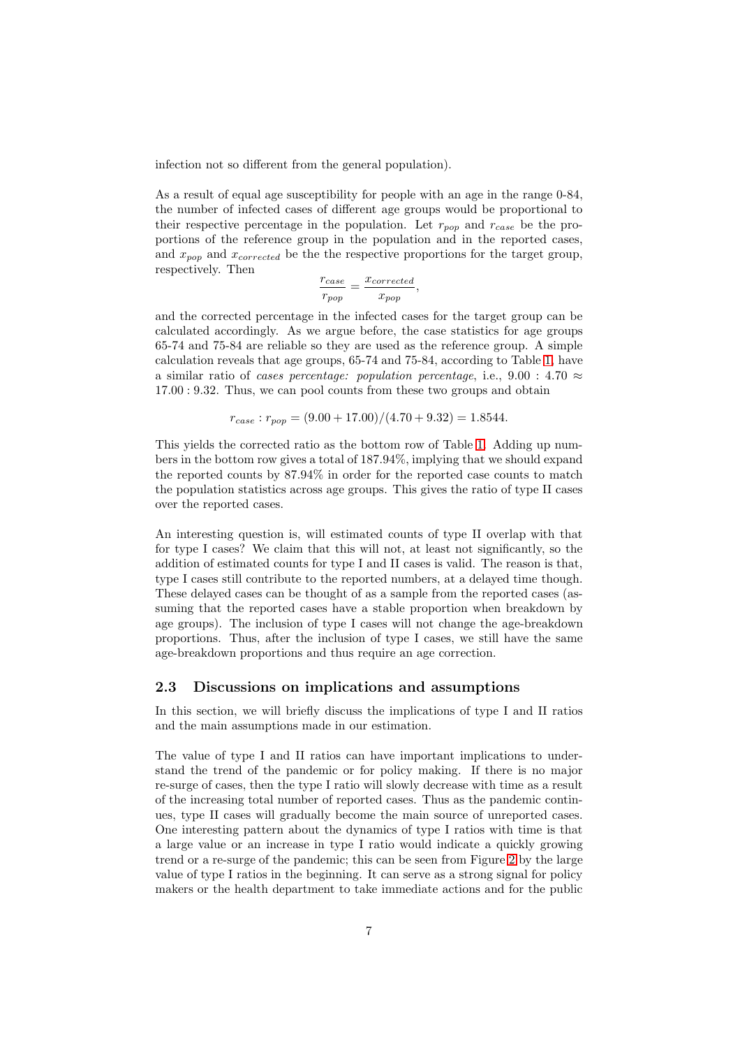infection not so different from the general population).

As a result of equal age susceptibility for people with an age in the range 0-84, the number of infected cases of different age groups would be proportional to their respective percentage in the population. Let $r_{pop}$ and $r_{case}$ be the proportions of the reference group in the population and in the reported cases, and $x_{pop}$ and $x_{corrected}$ be the the respective proportions for the target group, respectively. Then

$$\frac{r_{case}}{r_{pop}} = \frac{x_{corrected}}{x_{pop}},$$

and the corrected percentage in the infected cases for the target group can be calculated accordingly. As we argue before, the case statistics for age groups 65-74 and 75-84 are reliable so they are used as the reference group. A simple calculation reveals that age groups, 65-74 and 75-84, according to Table 1, have a similar ratio of *cases percentage: population percentage*, i.e., $9.00 : 4.70 \approx 17.00 : 9.32$. Thus, we can pool counts from these two groups and obtain

$$r_{case} : r_{pop} = (9.00 + 17.00)/(4.70 + 9.32) = 1.8544.$$

This yields the corrected ratio as the bottom row of Table 1. Adding up numbers in the bottom row gives a total of 187.94%, implying that we should expand the reported counts by 87.94% in order for the reported case counts to match the population statistics across age groups. This gives the ratio of type II cases over the reported cases.

An interesting question is, will estimated counts of type II overlap with that for type I cases? We claim that this will not, at least not significantly, so the addition of estimated counts for type I and II cases is valid. The reason is that, type I cases still contribute to the reported numbers, at a delayed time though. These delayed cases can be thought of as a sample from the reported cases (assuming that the reported cases have a stable proportion when breakdown by age groups). The inclusion of type I cases will not change the age-breakdown proportions. Thus, after the inclusion of type I cases, we still have the same age-breakdown proportions and thus require an age correction.

### 2.3 Discussions on implications and assumptions

In this section, we will briefly discuss the implications of type I and II ratios and the main assumptions made in our estimation.

The value of type I and II ratios can have important implications to understand the trend of the pandemic or for policy making. If there is no major re-surge of cases, then the type I ratio will slowly decrease with time as a result of the increasing total number of reported cases. Thus as the pandemic continues, type II cases will gradually become the main source of unreported cases. One interesting pattern about the dynamics of type I ratios with time is that a large value or an increase in type I ratio would indicate a quickly growing trend or a re-surge of the pandemic; this can be seen from Figure 2 by the large value of type I ratios in the beginning. It can serve as a strong signal for policy makers or the health department to take immediate actions and for the public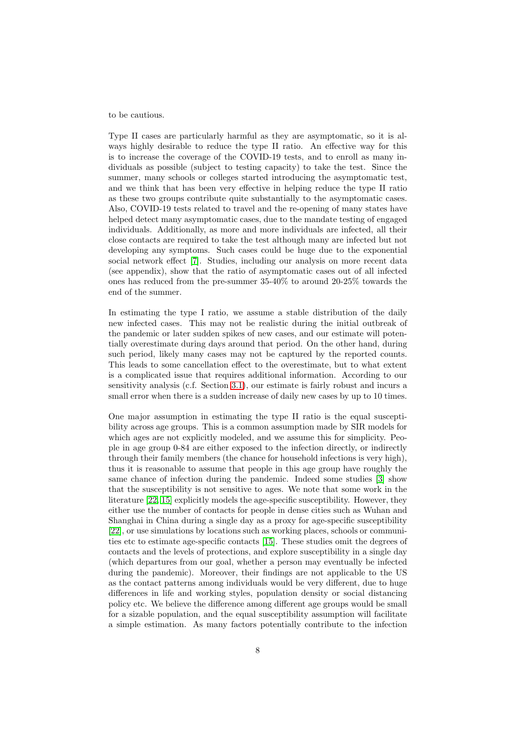to be cautious.

Type II cases are particularly harmful as they are asymptomatic, so it is always highly desirable to reduce the type II ratio. An effective way for this is to increase the coverage of the COVID-19 tests, and to enroll as many individuals as possible (subject to testing capacity) to take the test. Since the summer, many schools or colleges started introducing the asymptomatic test, and we think that has been very effective in helping reduce the type II ratio as these two groups contribute quite substantially to the asymptomatic cases. Also, COVID-19 tests related to travel and the re-opening of many states have helped detect many asymptomatic cases, due to the mandate testing of engaged individuals. Additionally, as more and more individuals are infected, all their close contacts are required to take the test although many are infected but not developing any symptoms. Such cases could be huge due to the exponential social network effect [7]. Studies, including our analysis on more recent data (see appendix), show that the ratio of asymptomatic cases out of all infected ones has reduced from the pre-summer 35-40% to around 20-25% towards the end of the summer.

In estimating the type I ratio, we assume a stable distribution of the daily new infected cases. This may not be realistic during the initial outbreak of the pandemic or later sudden spikes of new cases, and our estimate will potentially overestimate during days around that period. On the other hand, during such period, likely many cases may not be captured by the reported counts. This leads to some cancellation effect to the overestimate, but to what extent is a complicated issue that requires additional information. According to our sensitivity analysis (c.f. Section 3.1), our estimate is fairly robust and incurs a small error when there is a sudden increase of daily new cases by up to 10 times.

One major assumption in estimating the type II ratio is the equal susceptibility across age groups. This is a common assumption made by SIR models for which ages are not explicitly modeled, and we assume this for simplicity. People in age group 0-84 are either exposed to the infection directly, or indirectly through their family members (the chance for household infections is very high), thus it is reasonable to assume that people in this age group have roughly the same chance of infection during the pandemic. Indeed some studies [3] show that the susceptibility is not sensitive to ages. We note that some work in the literature [22, 15] explicitly models the age-specific susceptibility. However, they either use the number of contacts for people in dense cities such as Wuhan and Shanghai in China during a single day as a proxy for age-specific susceptibility [22], or use simulations by locations such as working places, schools or communities etc to estimate age-specific contacts [15]. These studies omit the degrees of contacts and the levels of protections, and explore susceptibility in a single day (which departures from our goal, whether a person may eventually be infected during the pandemic). Moreover, their findings are not applicable to the US as the contact patterns among individuals would be very different, due to huge differences in life and working styles, population density or social distancing policy etc. We believe the difference among different age groups would be small for a sizable population, and the equal susceptibility assumption will facilitate a simple estimation. As many factors potentially contribute to the infection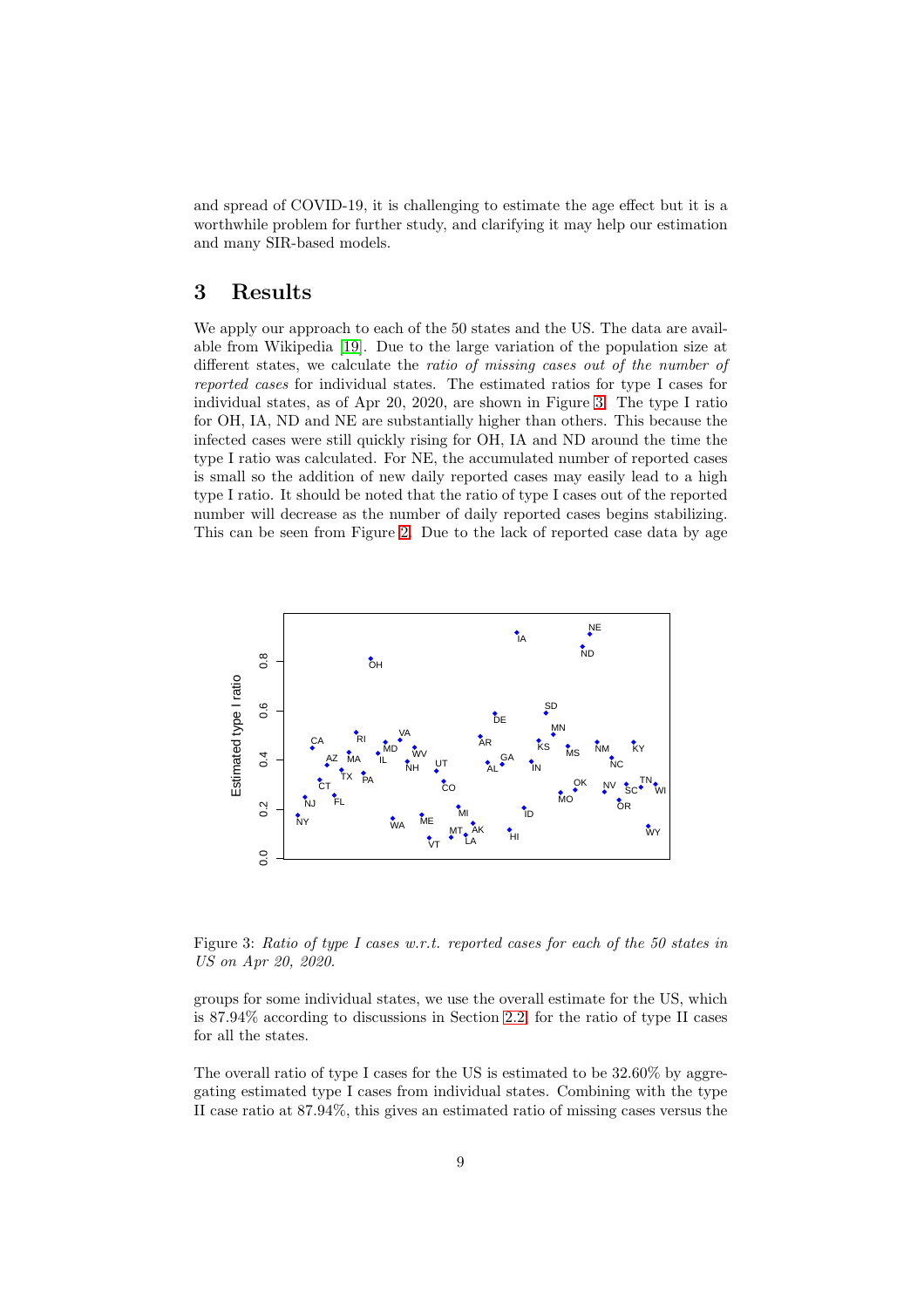and spread of COVID-19, it is challenging to estimate the age effect but it is a worthwhile problem for further study, and clarifying it may help our estimation and many SIR-based models.

# 3 Results

We apply our approach to each of the 50 states and the US. The data are available from Wikipedia [19]. Due to the large variation of the population size at different states, we calculate the *ratio of missing cases out of the number of reported cases* for individual states. The estimated ratios for type I cases for individual states, as of Apr 20, 2020, are shown in Figure 3. The type I ratio for OH, IA, ND and NE are substantially higher than others. This because the infected cases were still quickly rising for OH, IA and ND around the time the type I ratio was calculated. For NE, the accumulated number of reported cases is small so the addition of new daily reported cases may easily lead to a high type I ratio. It should be noted that the ratio of type I cases out of the reported number will decrease as the number of daily reported cases begins stabilizing. This can be seen from Figure 2. Due to the lack of reported case data by age

Figure 3: *Ratio of type I cases w.r.t. reported cases for each of the 50 states in US on Apr 20, 2020.*

groups for some individual states, we use the overall estimate for the US, which is 87.94% according to discussions in Section 2.2 for the ratio of type II cases for all the states.

The overall ratio of type I cases for the US is estimated to be 32.60% by aggregating estimated type I cases from individual states. Combining with the type II case ratio at 87.94%, this gives an estimated ratio of missing cases versus the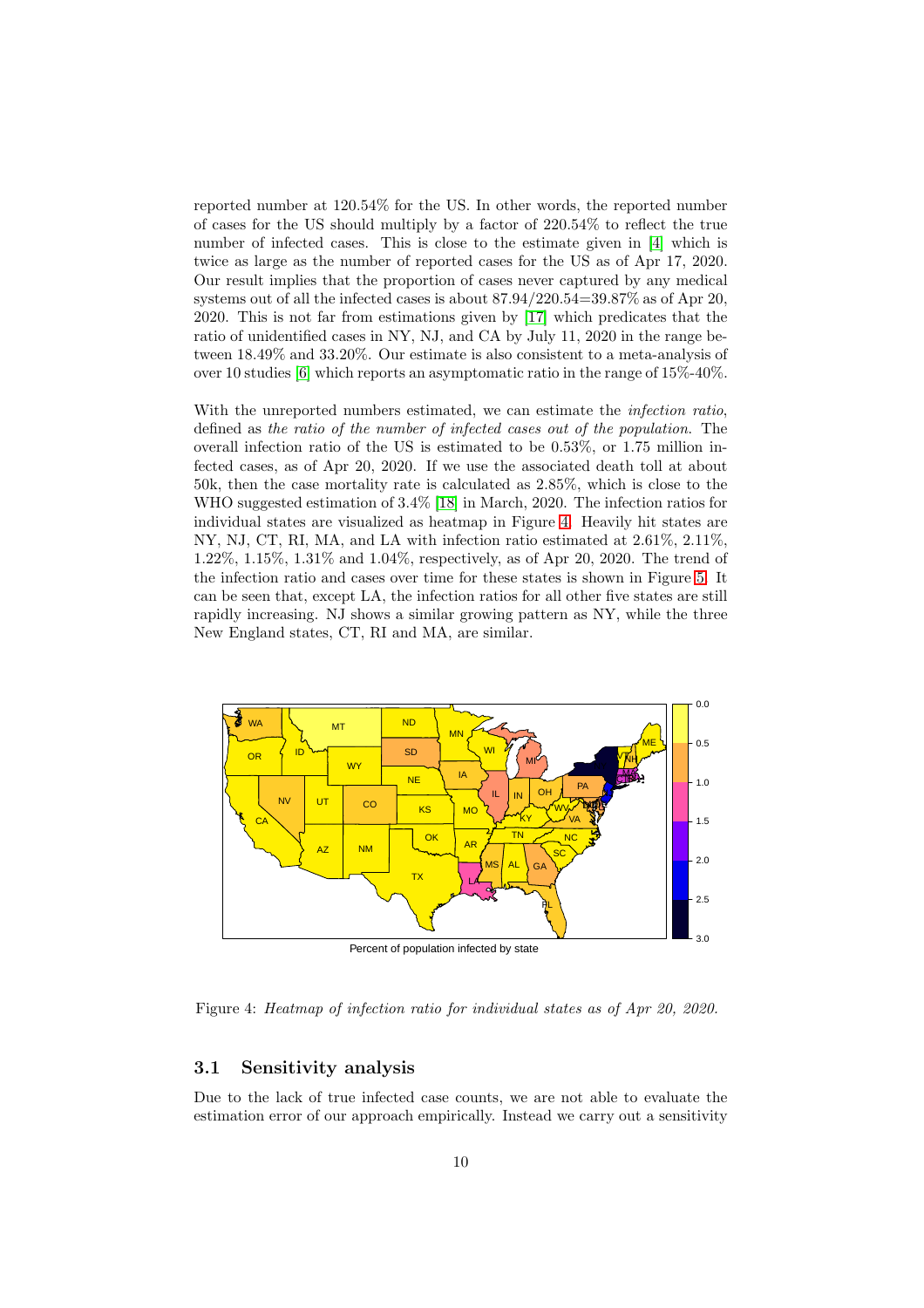reported number at 120.54% for the US. In other words, the reported number of cases for the US should multiply by a factor of 220.54% to reflect the true number of infected cases. This is close to the estimate given in [4] which is twice as large as the number of reported cases for the US as of Apr 17, 2020. Our result implies that the proportion of cases never captured by any medical systems out of all the infected cases is about 87.94/220.54=39.87% as of Apr 20, 2020. This is not far from estimations given by [17] which predicates that the ratio of unidentified cases in NY, NJ, and CA by July 11, 2020 in the range between 18.49% and 33.20%. Our estimate is also consistent to a meta-analysis of over 10 studies [6] which reports an asymptomatic ratio in the range of 15%-40%.

With the unreported numbers estimated, we can estimate the *infection ratio*, defined as *the ratio of the number of infected cases out of the population*. The overall infection ratio of the US is estimated to be 0.53%, or 1.75 million infected cases, as of Apr 20, 2020. If we use the associated death toll at about 50k, then the case mortality rate is calculated as 2.85%, which is close to the WHO suggested estimation of 3.4% [18] in March, 2020. The infection ratios for individual states are visualized as heatmap in Figure 4. Heavily hit states are NY, NJ, CT, RI, MA, and LA with infection ratio estimated at 2.61%, 2.11%, 1.22%, 1.15%, 1.31% and 1.04%, respectively, as of Apr 20, 2020. The trend of the infection ratio and cases over time for these states is shown in Figure 5. It can be seen that, except LA, the infection ratios for all other five states are still rapidly increasing. NJ shows a similar growing pattern as NY, while the three New England states, CT, RI and MA, are similar.

Percent of population infected by state

Figure 4: *Heatmap of infection ratio for individual states as of Apr 20, 2020.*

## 3.1 Sensitivity analysis

Due to the lack of true infected case counts, we are not able to evaluate the estimation error of our approach empirically. Instead we carry out a sensitivity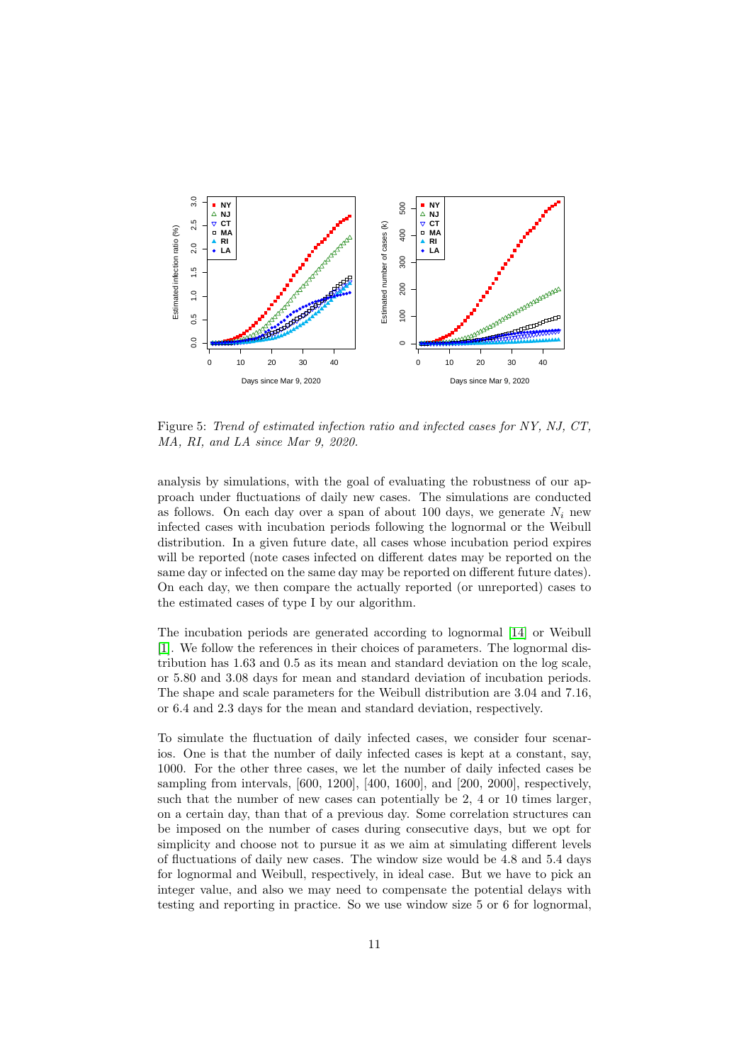Figure 5: *Trend of estimated infection ratio and infected cases for NY, NJ, CT, MA, RI, and LA since Mar 9, 2020.*

analysis by simulations, with the goal of evaluating the robustness of our approach under fluctuations of daily new cases. The simulations are conducted as follows. On each day over a span of about 100 days, we generate $N_i$ new infected cases with incubation periods following the lognormal or the Weibull distribution. In a given future date, all cases whose incubation period expires will be reported (note cases infected on different dates may be reported on the same day or infected on the same day may be reported on different future dates). On each day, we then compare the actually reported (or unreported) cases to the estimated cases of type I by our algorithm.

The incubation periods are generated according to lognormal [14] or Weibull [1]. We follow the references in their choices of parameters. The lognormal distribution has 1.63 and 0.5 as its mean and standard deviation on the log scale, or 5.80 and 3.08 days for mean and standard deviation of incubation periods. The shape and scale parameters for the Weibull distribution are 3.04 and 7.16, or 6.4 and 2.3 days for the mean and standard deviation, respectively.

To simulate the fluctuation of daily infected cases, we consider four scenarios. One is that the number of daily infected cases is kept at a constant, say, 1000. For the other three cases, we let the number of daily infected cases be sampling from intervals, [600, 1200], [400, 1600], and [200, 2000], respectively, such that the number of new cases can potentially be 2, 4 or 10 times larger, on a certain day, than that of a previous day. Some correlation structures can be imposed on the number of cases during consecutive days, but we opt for simplicity and choose not to pursue it as we aim at simulating different levels of fluctuations of daily new cases. The window size would be 4.8 and 5.4 days for lognormal and Weibull, respectively, in ideal case. But we have to pick an integer value, and also we may need to compensate the potential delays with testing and reporting in practice. So we use window size 5 or 6 for lognormal,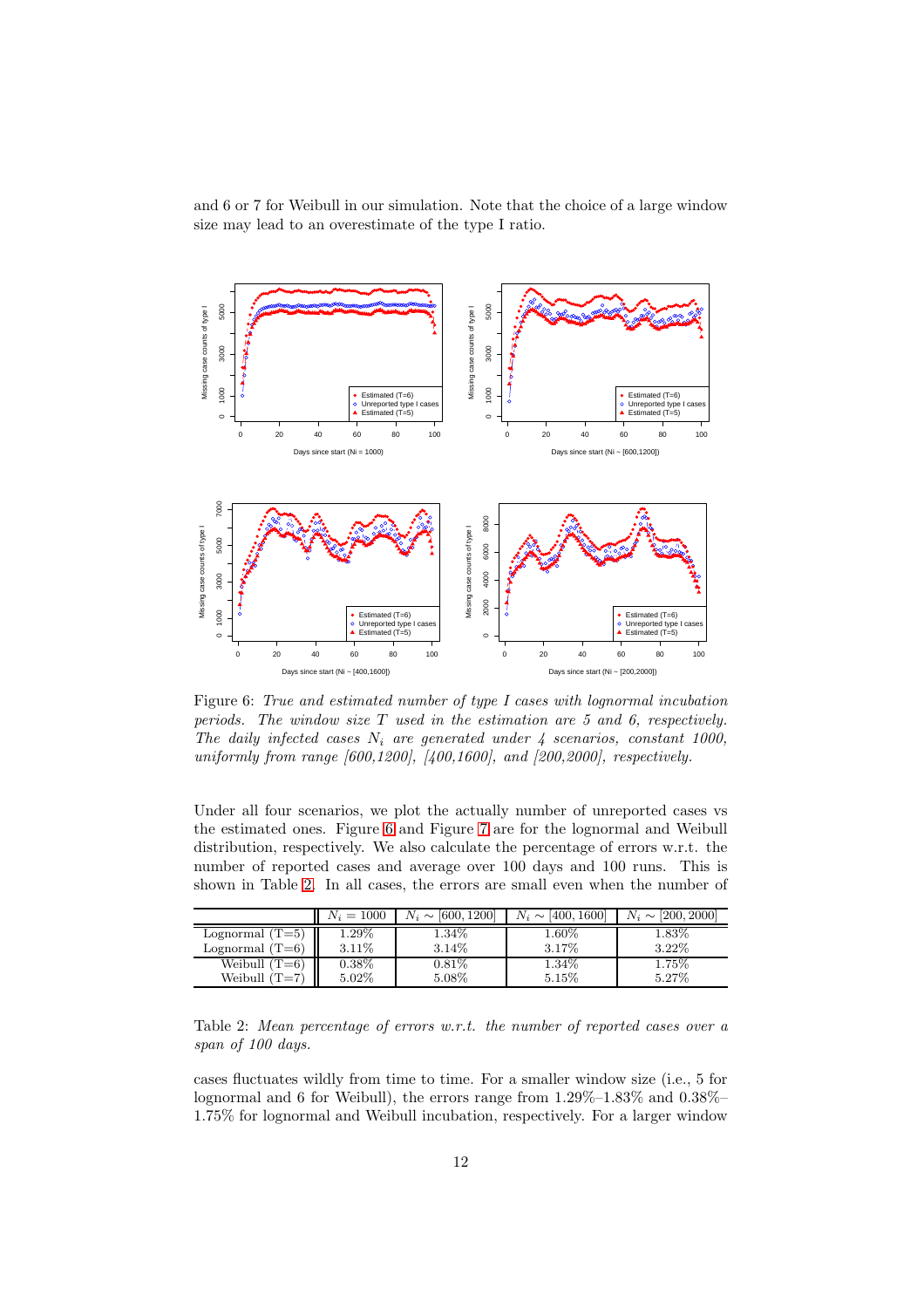and 6 or 7 for Weibull in our simulation. Note that the choice of a large window size may lead to an overestimate of the type I ratio.

Figure 6: *True and estimated number of type I cases with lognormal incubation periods. The window size $T$ used in the estimation are 5 and 6, respectively. The daily infected cases $N_i$ are generated under 4 scenarios, constant 1000, uniformly from range [600,1200], [400,1600], and [200,2000], respectively.*

Under all four scenarios, we plot the actually number of unreported cases vs the estimated ones. Figure 6 and Figure 7 are for the lognormal and Weibull distribution, respectively. We also calculate the percentage of errors w.r.t. the number of reported cases and average over 100 days and 100 runs. This is shown in Table 2. In all cases, the errors are small even when the number of cases fluctuates wildly from time to time. For a smaller window size (i.e., 5 for lognormal and 6 for Weibull), the errors range from 1.29%–1.83% and 0.38%–1.75% for lognormal and Weibull incubation, respectively. For a larger window

| | $N_i = 1000$ | $N_i \sim [600, 1200]$ | $N_i \sim [400, 1600]$ | $N_i \sim [200, 2000]$ |
|---|---|---|---|---|
| Lognormal (T=5) | 1.29% | 1.34% | 1.60% | 1.83% |
| Lognormal (T=6) | 3.11% | 3.14% | 3.17% | 3.22% |
| Weibull (T=6) | 0.38% | 0.81% | 1.34% | 1.75% |
| Weibull (T=7) | 5.02% | 5.08% | 5.15% | 5.27% |

Table 2: *Mean percentage of errors w.r.t. the number of reported cases over a span of 100 days.*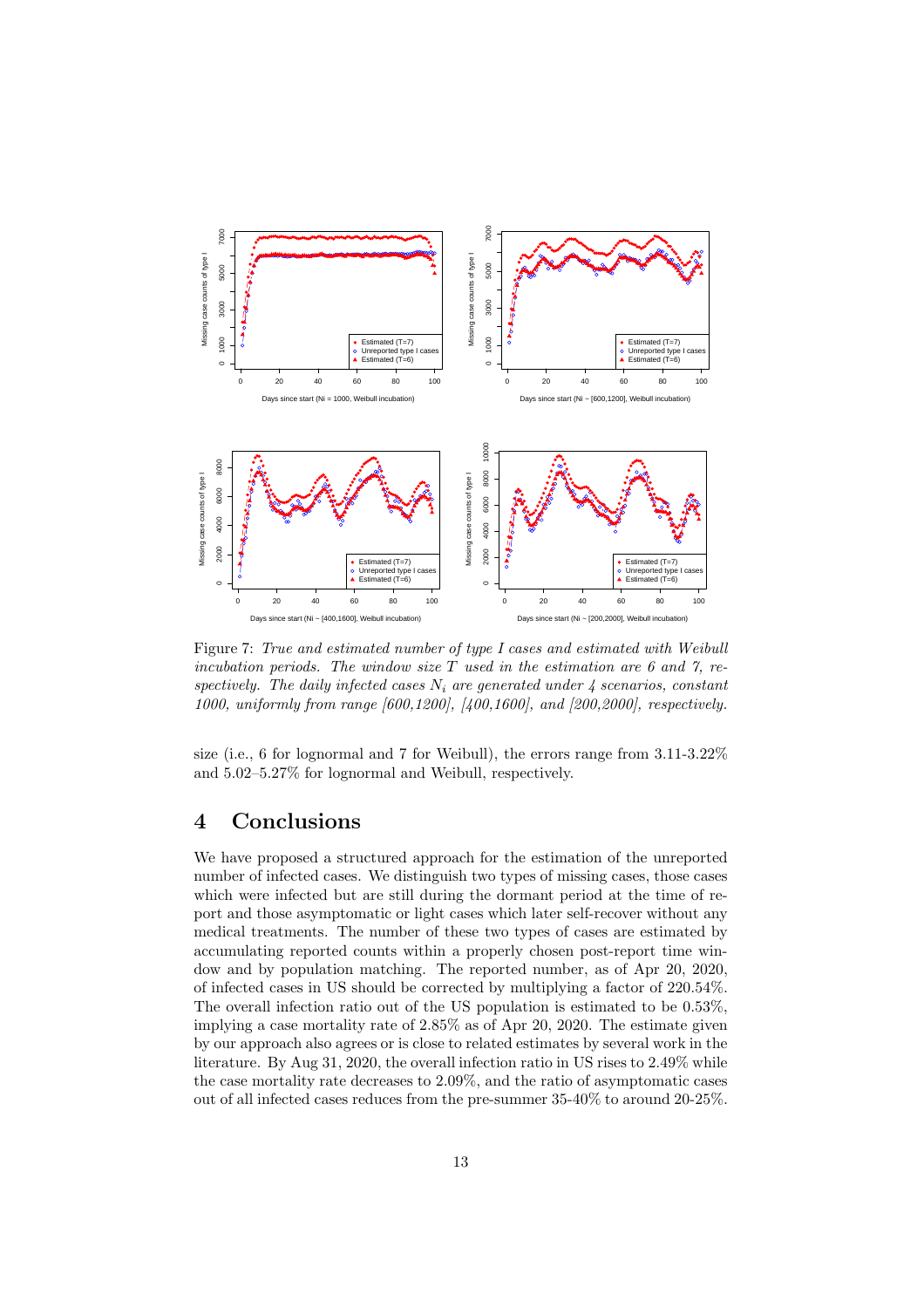Figure 7: *True and estimated number of type I cases and estimated with Weibull incubation periods. The window size $T$ used in the estimation are 6 and 7, respectively. The daily infected cases $N_i$ are generated under 4 scenarios, constant 1000, uniformly from range [600,1200], [400,1600], and [200,2000], respectively.*

size (i.e., 6 for lognormal and 7 for Weibull), the errors range from 3.11-3.22% and 5.02–5.27% for lognormal and Weibull, respectively.

# 4 Conclusions

We have proposed a structured approach for the estimation of the unreported number of infected cases. We distinguish two types of missing cases, those cases which were infected but are still during the dormant period at the time of report and those asymptomatic or light cases which later self-recover without any medical treatments. The number of these two types of cases are estimated by accumulating reported counts within a properly chosen post-report time window and by population matching. The reported number, as of Apr 20, 2020, of infected cases in US should be corrected by multiplying a factor of 220.54%. The overall infection ratio out of the US population is estimated to be 0.53%, implying a case mortality rate of 2.85% as of Apr 20, 2020. The estimate given by our approach also agrees or is close to related estimates by several work in the literature. By Aug 31, 2020, the overall infection ratio in US rises to 2.49% while the case mortality rate decreases to 2.09%, and the ratio of asymptomatic cases out of all infected cases reduces from the pre-summer 35-40% to around 20-25%.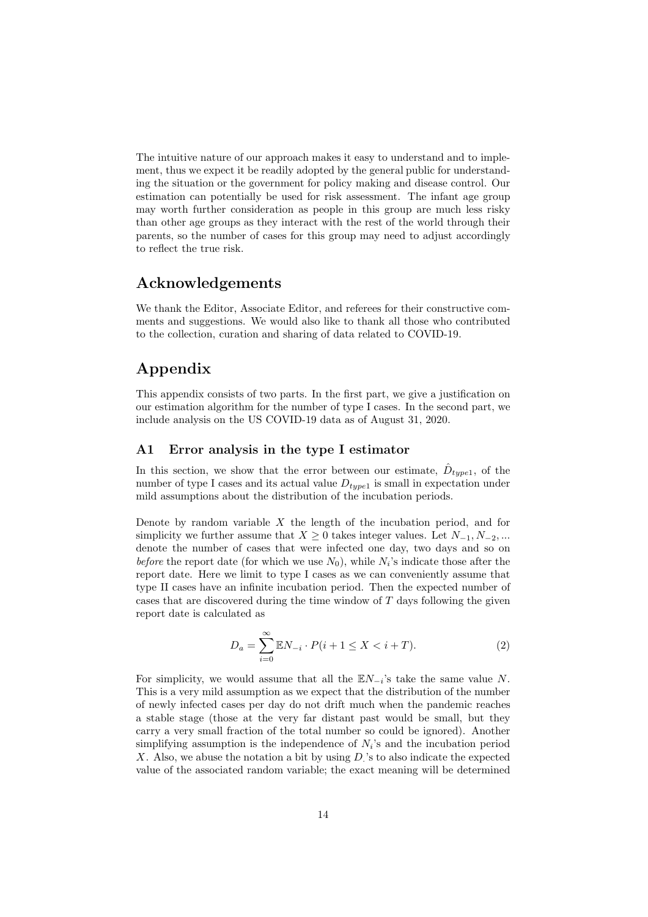The intuitive nature of our approach makes it easy to understand and to implement, thus we expect it be readily adopted by the general public for understanding the situation or the government for policy making and disease control. Our estimation can potentially be used for risk assessment. The infant age group may worth further consideration as people in this group are much less risky than other age groups as they interact with the rest of the world through their parents, so the number of cases for this group may need to adjust accordingly to reflect the true risk.

# Acknowledgements

We thank the Editor, Associate Editor, and referees for their constructive comments and suggestions. We would also like to thank all those who contributed to the collection, curation and sharing of data related to COVID-19.

# Appendix

This appendix consists of two parts. In the first part, we give a justification on our estimation algorithm for the number of type I cases. In the second part, we include analysis on the US COVID-19 data as of August 31, 2020.

## A1 Error analysis in the type I estimator

In this section, we show that the error between our estimate, $\hat{D}_{type1}$, of the number of type I cases and its actual value $D_{type1}$ is small in expectation under mild assumptions about the distribution of the incubation periods.

Denote by random variable $X$ the length of the incubation period, and for simplicity we further assume that $X \geq 0$ takes integer values. Let $N_{-1}, N_{-2}, ...$ denote the number of cases that were infected one day, two days and so on *before* the report date (for which we use $N_0$), while $N_i$'s indicate those after the report date. Here we limit to type I cases as we can conveniently assume that type II cases have an infinite incubation period. Then the expected number of cases that are discovered during the time window of $T$ days following the given report date is calculated as

$$D_a = \sum_{i=0}^{\infty} \mathbb{E}N_{-i} \cdot P(i+1 \leq X < i+T). \tag{2}$$

For simplicity, we would assume that all the $\mathbb{E}N_{-i}$'s take the same value $N$. This is a very mild assumption as we expect that the distribution of the number of newly infected cases per day do not drift much when the pandemic reaches a stable stage (those at the very far distant past would be small, but they carry a very small fraction of the total number so could be ignored). Another simplifying assumption is the independence of $N_i$'s and the incubation period $X$. Also, we abuse the notation a bit by using $D_{\cdot}$'s to also indicate the expected value of the associated random variable; the exact meaning will be determined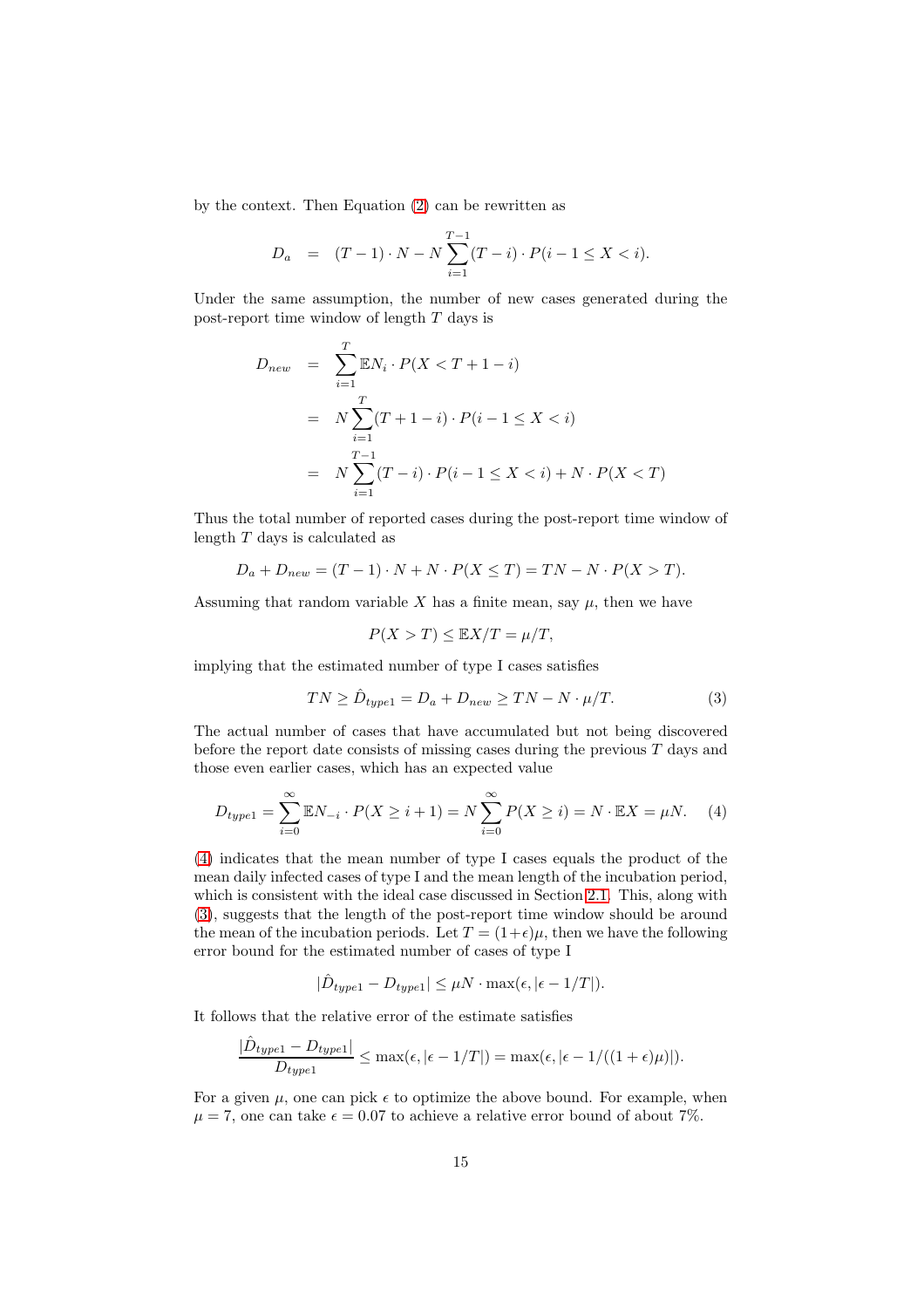by the context. Then Equation (2) can be rewritten as

$$D_a = (T-1) \cdot N - N \sum_{i=1}^{T-1} (T-i) \cdot P(i-1 \le X < i).$$

Under the same assumption, the number of new cases generated during the post-report time window of length $T$ days is

$$\begin{aligned} D_{new} &= \sum_{i=1}^{T} \mathbb{E}N_i \cdot P(X < T+1-i) \\ &= N \sum_{i=1}^{T} (T+1-i) \cdot P(i-1 \le X < i) \\ &= N \sum_{i=1}^{T-1} (T-i) \cdot P(i-1 \le X < i) + N \cdot P(X < T) \end{aligned}$$

Thus the total number of reported cases during the post-report time window of length $T$ days is calculated as

$$D_a + D_{new} = (T-1) \cdot N + N \cdot P(X \le T) = TN - N \cdot P(X > T).$$

Assuming that random variable $X$ has a finite mean, say $\mu$, then we have

$$P(X > T) \le \mathbb{E}X/T = \mu/T,$$

implying that the estimated number of type I cases satisfies

$$TN \ge \hat{D}_{type1} = D_a + D_{new} \ge TN - N \cdot \mu/T. \quad (3)$$

The actual number of cases that have accumulated but not being discovered before the report date consists of missing cases during the previous $T$ days and those even earlier cases, which has an expected value

$$D_{type1} = \sum_{i=0}^{\infty} \mathbb{E}N_{-i} \cdot P(X \ge i+1) = N \sum_{i=0}^{\infty} P(X \ge i) = N \cdot \mathbb{E}X = \mu N. \quad (4)$$

(4) indicates that the mean number of type I cases equals the product of the mean daily infected cases of type I and the mean length of the incubation period, which is consistent with the ideal case discussed in Section 2.1. This, along with (3), suggests that the length of the post-report time window should be around the mean of the incubation periods. Let $T = (1+\epsilon)\mu$, then we have the following error bound for the estimated number of cases of type I

$$|\hat{D}_{type1} - D_{type1}| \le \mu N \cdot \max(\epsilon, |\epsilon - 1/T|).$$

It follows that the relative error of the estimate satisfies

$$\frac{|\hat{D}_{type1} - D_{type1}|}{D_{type1}} \le \max(\epsilon, |\epsilon - 1/T|) = \max(\epsilon, |\epsilon - 1/((1+\epsilon)\mu)|).$$

For a given $\mu$, one can pick $\epsilon$ to optimize the above bound. For example, when $\mu = 7$, one can take $\epsilon = 0.07$ to achieve a relative error bound of about 7%.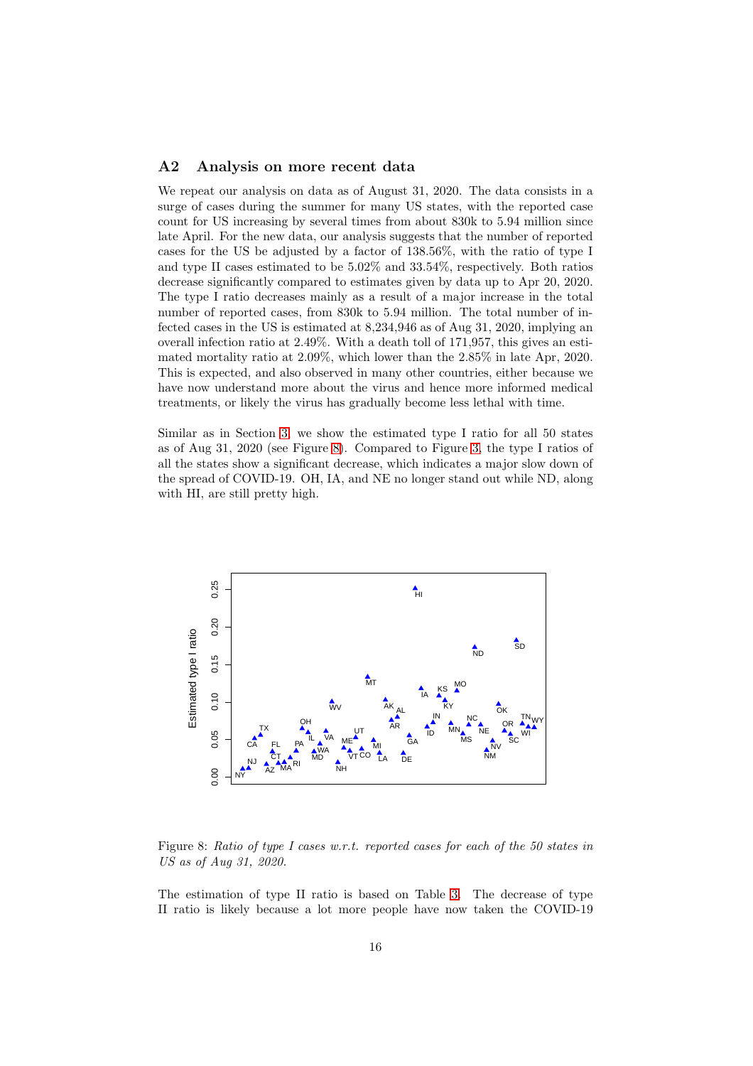## A2 Analysis on more recent data

We repeat our analysis on data as of August 31, 2020. The data consists in a surge of cases during the summer for many US states, with the reported case count for US increasing by several times from about 830k to 5.94 million since late April. For the new data, our analysis suggests that the number of reported cases for the US be adjusted by a factor of 138.56%, with the ratio of type I and type II cases estimated to be 5.02% and 33.54%, respectively. Both ratios decrease significantly compared to estimates given by data up to Apr 20, 2020. The type I ratio decreases mainly as a result of a major increase in the total number of reported cases, from 830k to 5.94 million. The total number of infected cases in the US is estimated at 8,234,946 as of Aug 31, 2020, implying an overall infection ratio at 2.49%. With a death toll of 171,957, this gives an estimated mortality ratio at 2.09%, which lower than the 2.85% in late Apr, 2020. This is expected, and also observed in many other countries, either because we have now understand more about the virus and hence more informed medical treatments, or likely the virus has gradually become less lethal with time.

Similar as in Section 3, we show the estimated type I ratio for all 50 states as of Aug 31, 2020 (see Figure 8). Compared to Figure 3, the type I ratios of all the states show a significant decrease, which indicates a major slow down of the spread of COVID-19. OH, IA, and NE no longer stand out while ND, along with HI, are still pretty high.

Figure 8: *Ratio of type I cases w.r.t. reported cases for each of the 50 states in US as of Aug 31, 2020.*

The estimation of type II ratio is based on Table 3. The decrease of type II ratio is likely because a lot more people have now taken the COVID-19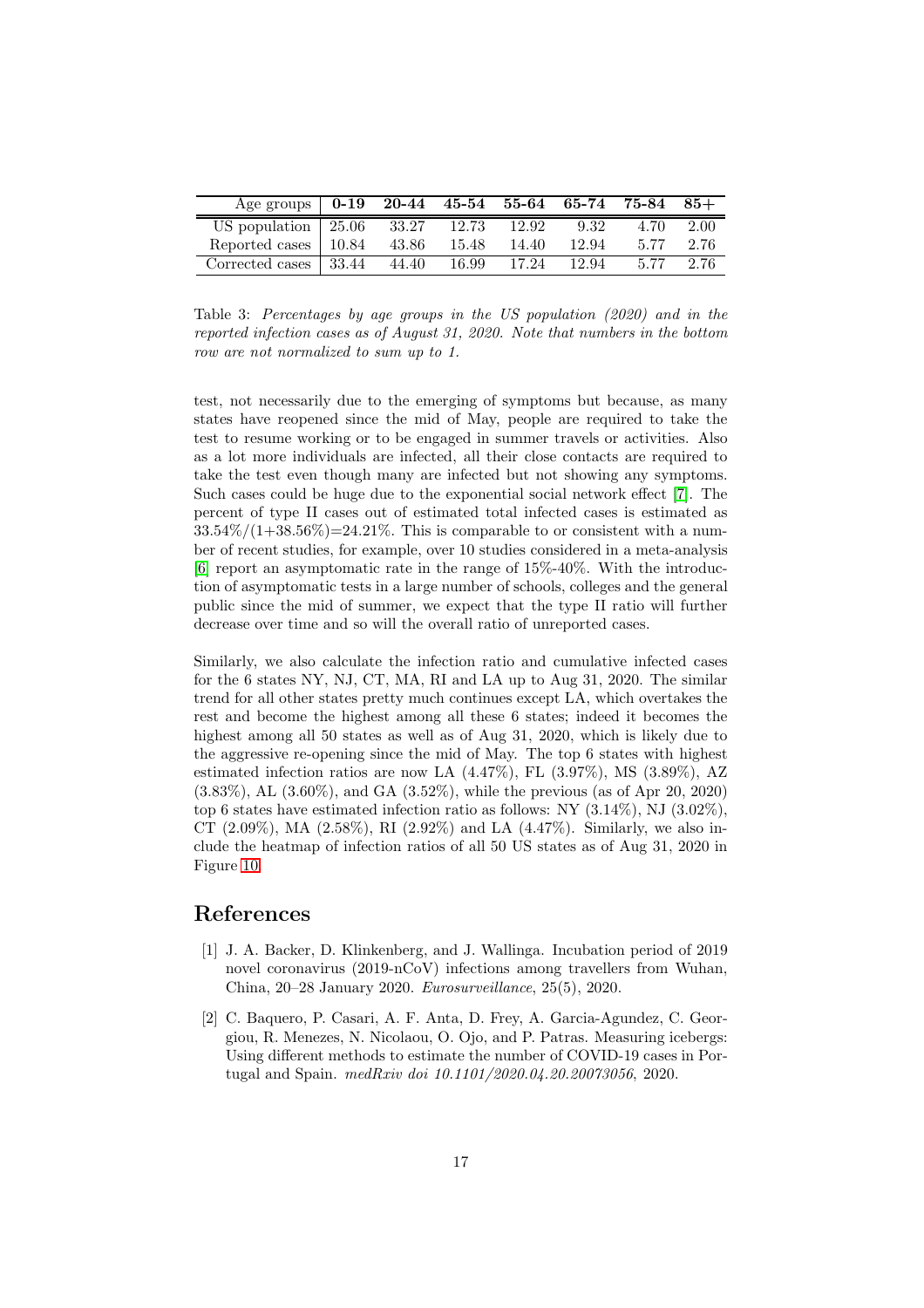| Age groups | **0-19** | **20-44** | **45-54** | **55-64** | **65-74** | **75-84** | **85+** |
|---|---|---|---|---|---|---|---|
| US population | 25.06 | 33.27 | 12.73 | 12.92 | 9.32 | 4.70 | 2.00 |
| Reported cases | 10.84 | 43.86 | 15.48 | 14.40 | 12.94 | 5.77 | 2.76 |
| Corrected cases | 33.44 | 44.40 | 16.99 | 17.24 | 12.94 | 5.77 | 2.76 |

Table 3: *Percentages by age groups in the US population (2020) and in the reported infection cases as of August 31, 2020. Note that numbers in the bottom row are not normalized to sum up to 1.*

test, not necessarily due to the emerging of symptoms but because, as many states have reopened since the mid of May, people are required to take the test to resume working or to be engaged in summer travels or activities. Also as a lot more individuals are infected, all their close contacts are required to take the test even though many are infected but not showing any symptoms. Such cases could be huge due to the exponential social network effect [7]. The percent of type II cases out of estimated total infected cases is estimated as 33.54%/(1+38.56%)=24.21%. This is comparable to or consistent with a number of recent studies, for example, over 10 studies considered in a meta-analysis [6] report an asymptomatic rate in the range of 15%-40%. With the introduction of asymptomatic tests in a large number of schools, colleges and the general public since the mid of summer, we expect that the type II ratio will further decrease over time and so will the overall ratio of unreported cases.

Similarly, we also calculate the infection ratio and cumulative infected cases for the 6 states NY, NJ, CT, MA, RI and LA up to Aug 31, 2020. The similar trend for all other states pretty much continues except LA, which overtakes the rest and become the highest among all these 6 states; indeed it becomes the highest among all 50 states as well as of Aug 31, 2020, which is likely due to the aggressive re-opening since the mid of May. The top 6 states with highest estimated infection ratios are now LA (4.47%), FL (3.97%), MS (3.89%), AZ (3.83%), AL (3.60%), and GA (3.52%), while the previous (as of Apr 20, 2020) top 6 states have estimated infection ratio as follows: NY (3.14%), NJ (3.02%), CT (2.09%), MA (2.58%), RI (2.92%) and LA (4.47%). Similarly, we also include the heatmap of infection ratios of all 50 US states as of Aug 31, 2020 in Figure 10.

# References

[1] J. A. Backer, D. Klinkenberg, and J. Wallinga. Incubation period of 2019 novel coronavirus (2019-nCoV) infections among travellers from Wuhan, China, 20–28 January 2020. *Eurosurveillance*, 25(5), 2020.

[2] C. Baquero, P. Casari, A. F. Anta, D. Frey, A. Garcia-Agundez, C. Georgiou, R. Menezes, N. Nicolaou, O. Ojo, and P. Patras. Measuring icebergs: Using different methods to estimate the number of COVID-19 cases in Portugal and Spain. *medRxiv doi 10.1101/2020.04.20.20073056*, 2020.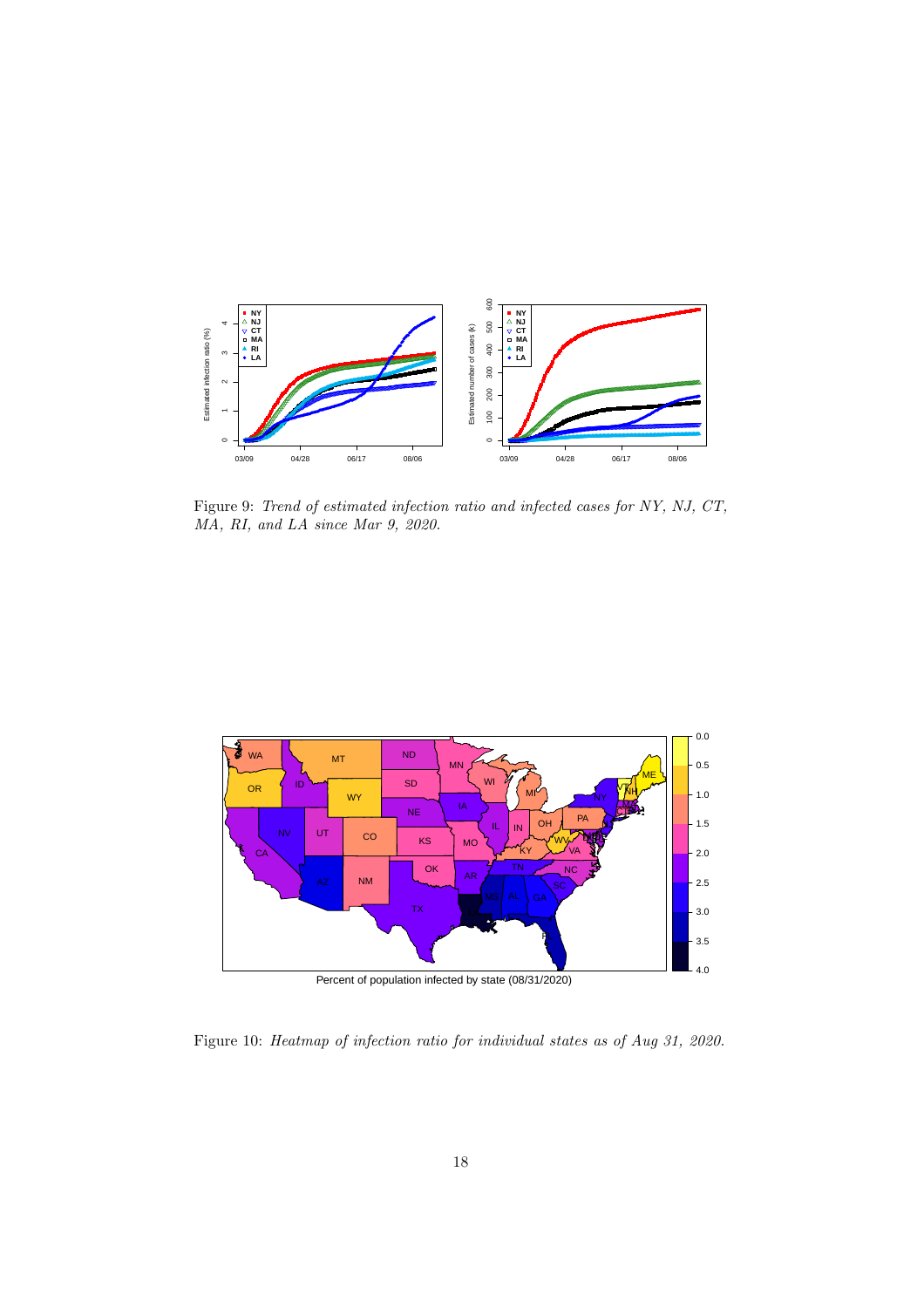Figure 9: *Trend of estimated infection ratio and infected cases for NY, NJ, CT, MA, RI, and LA since Mar 9, 2020.*

Figure 10: *Heatmap of infection ratio for individual states as of Aug 31, 2020.*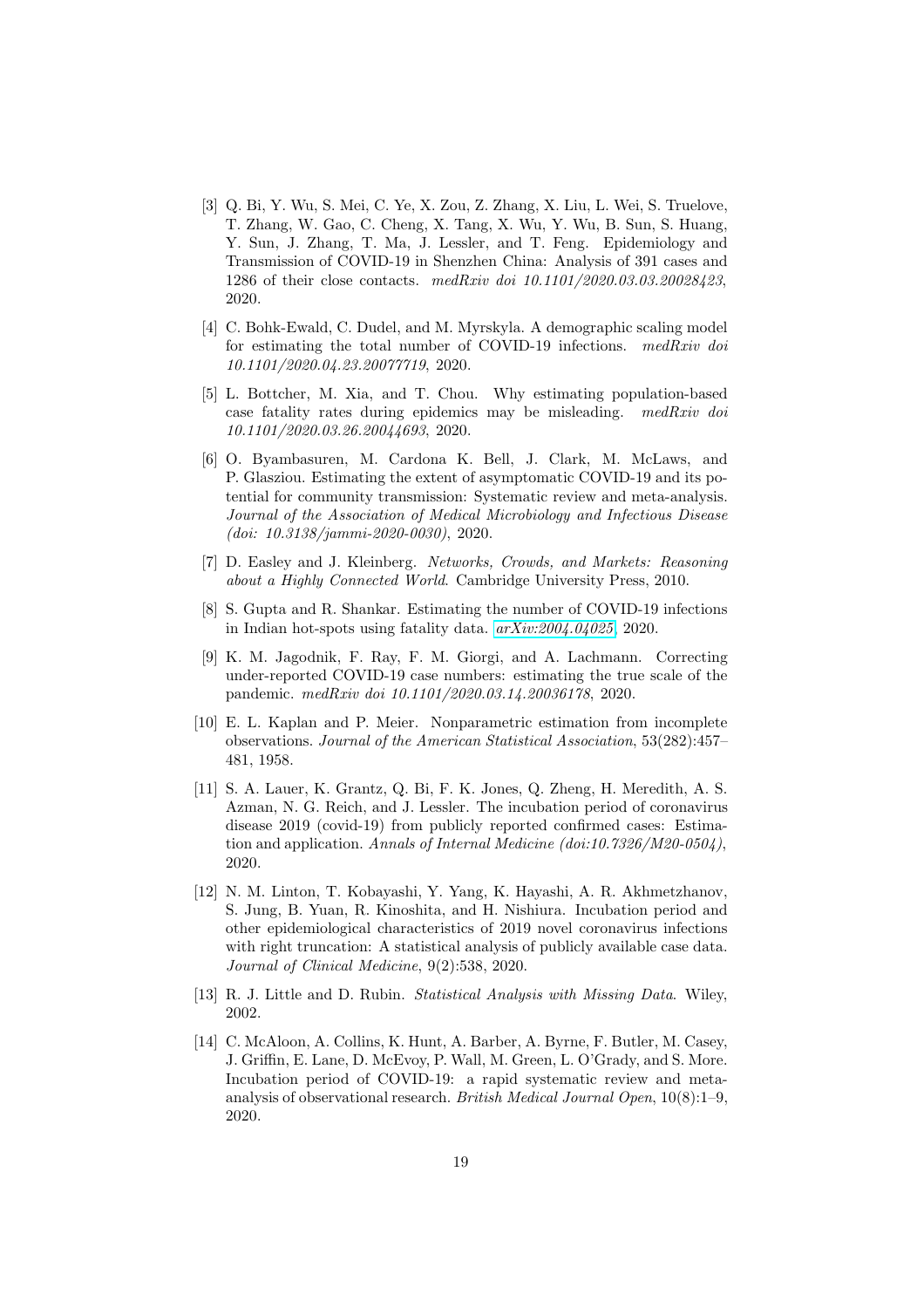[3] Q. Bi, Y. Wu, S. Mei, C. Ye, X. Zou, Z. Zhang, X. Liu, L. Wei, S. Truelove, T. Zhang, W. Gao, C. Cheng, X. Tang, X. Wu, Y. Wu, B. Sun, S. Huang, Y. Sun, J. Zhang, T. Ma, J. Lessler, and T. Feng. Epidemiology and Transmission of COVID-19 in Shenzhen China: Analysis of 391 cases and 1286 of their close contacts. *medRxiv doi 10.1101/2020.03.03.20028423*, 2020.

[4] C. Bohk-Ewald, C. Dudel, and M. Myrskyla. A demographic scaling model for estimating the total number of COVID-19 infections. *medRxiv doi 10.1101/2020.04.23.20077719*, 2020.

[5] L. Bottcher, M. Xia, and T. Chou. Why estimating population-based case fatality rates during epidemics may be misleading. *medRxiv doi 10.1101/2020.03.26.20044693*, 2020.

[6] O. Byambasuren, M. Cardona K. Bell, J. Clark, M. McLaws, and P. Glasziou. Estimating the extent of asymptomatic COVID-19 and its potential for community transmission: Systematic review and meta-analysis. *Journal of the Association of Medical Microbiology and Infectious Disease (doi: 10.3138/jammi-2020-0030)*, 2020.

[7] D. Easley and J. Kleinberg. *Networks, Crowds, and Markets: Reasoning about a Highly Connected World*. Cambridge University Press, 2010.

[8] S. Gupta and R. Shankar. Estimating the number of COVID-19 infections in Indian hot-spots using fatality data. *arXiv:2004.04025*, 2020.

[9] K. M. Jagodnik, F. Ray, F. M. Giorgi, and A. Lachmann. Correcting under-reported COVID-19 case numbers: estimating the true scale of the pandemic. *medRxiv doi 10.1101/2020.03.14.20036178*, 2020.

[10] E. L. Kaplan and P. Meier. Nonparametric estimation from incomplete observations. *Journal of the American Statistical Association*, 53(282):457–481, 1958.

[11] S. A. Lauer, K. Grantz, Q. Bi, F. K. Jones, Q. Zheng, H. Meredith, A. S. Azman, N. G. Reich, and J. Lessler. The incubation period of coronavirus disease 2019 (covid-19) from publicly reported confirmed cases: Estimation and application. *Annals of Internal Medicine (doi:10.7326/M20-0504)*, 2020.

[12] N. M. Linton, T. Kobayashi, Y. Yang, K. Hayashi, A. R. Akhmetzhanov, S. Jung, B. Yuan, R. Kinoshita, and H. Nishiura. Incubation period and other epidemiological characteristics of 2019 novel coronavirus infections with right truncation: A statistical analysis of publicly available case data. *Journal of Clinical Medicine*, 9(2):538, 2020.

[13] R. J. Little and D. Rubin. *Statistical Analysis with Missing Data*. Wiley, 2002.

[14] C. McAloon, A. Collins, K. Hunt, A. Barber, A. Byrne, F. Butler, M. Casey, J. Griffin, E. Lane, D. McEvoy, P. Wall, M. Green, L. O'Grady, and S. More. Incubation period of COVID-19: a rapid systematic review and meta-analysis of observational research. *British Medical Journal Open*, 10(8):1–9, 2020.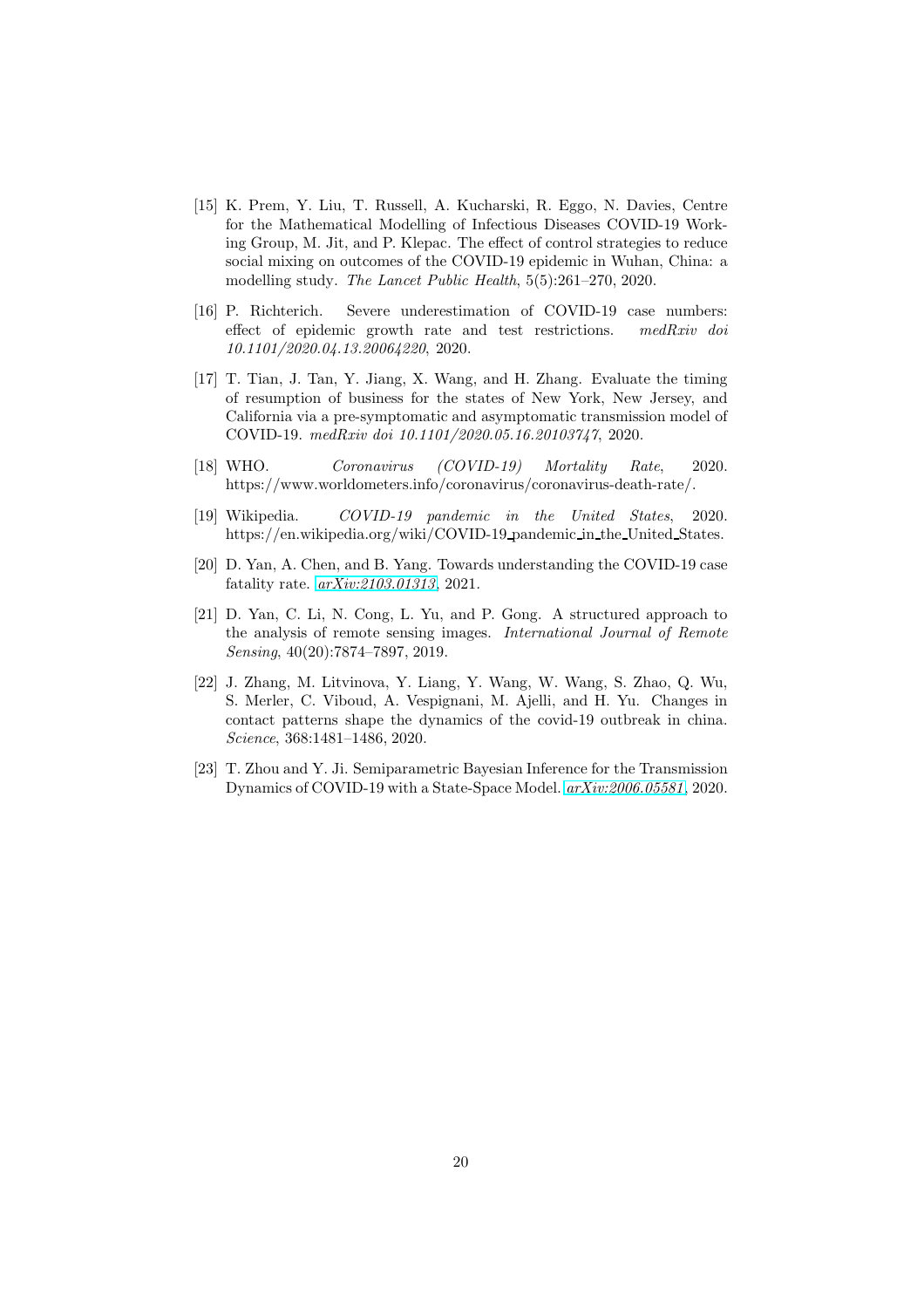[15] K. Prem, Y. Liu, T. Russell, A. Kucharski, R. Eggo, N. Davies, Centre for the Mathematical Modelling of Infectious Diseases COVID-19 Working Group, M. Jit, and P. Klepac. The effect of control strategies to reduce social mixing on outcomes of the COVID-19 epidemic in Wuhan, China: a modelling study. *The Lancet Public Health*, 5(5):261–270, 2020.

[16] P. Richterich. Severe underestimation of COVID-19 case numbers: effect of epidemic growth rate and test restrictions. *medRxiv doi 10.1101/2020.04.13.20064220*, 2020.

[17] T. Tian, J. Tan, Y. Jiang, X. Wang, and H. Zhang. Evaluate the timing of resumption of business for the states of New York, New Jersey, and California via a pre-symptomatic and asymptomatic transmission model of COVID-19. *medRxiv doi 10.1101/2020.05.16.20103747*, 2020.

[18] WHO. *Coronavirus (COVID-19) Mortality Rate*, 2020. https://www.worldometers.info/coronavirus/coronavirus-death-rate/.

[19] Wikipedia. *COVID-19 pandemic in the United States*, 2020. https://en.wikipedia.org/wiki/COVID-19_pandemic_in_the_United_States.

[20] D. Yan, A. Chen, and B. Yang. Towards understanding the COVID-19 case fatality rate. *arXiv:2103.01313*, 2021.

[21] D. Yan, C. Li, N. Cong, L. Yu, and P. Gong. A structured approach to the analysis of remote sensing images. *International Journal of Remote Sensing*, 40(20):7874–7897, 2019.

[22] J. Zhang, M. Litvinova, Y. Liang, Y. Wang, W. Wang, S. Zhao, Q. Wu, S. Merler, C. Viboud, A. Vespignani, M. Ajelli, and H. Yu. Changes in contact patterns shape the dynamics of the covid-19 outbreak in china. *Science*, 368:1481–1486, 2020.

[23] T. Zhou and Y. Ji. Semiparametric Bayesian Inference for the Transmission Dynamics of COVID-19 with a State-Space Model. *arXiv:2006.05581*, 2020.